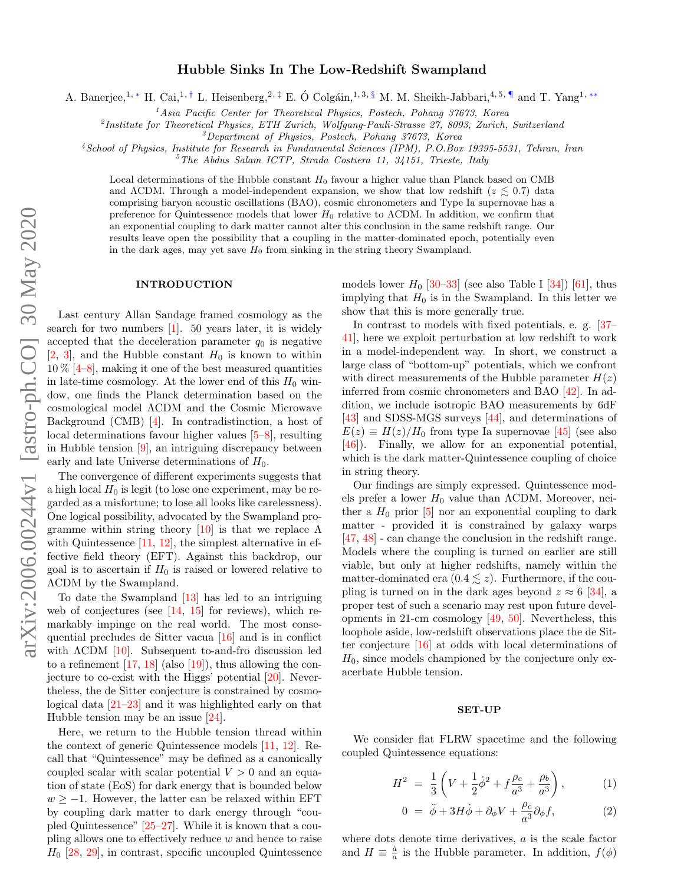# Hubble Sinks In The Low-Redshift Swampland

A. Banerjee,[1,*] H. Cai,[1,†] L. Heisenberg,[2,‡] E. Ó Colgáin,[1,3,§] M. M. Sheikh-Jabbari,[4,5,¶] and T. Yang[1,**]

[1] *Asia Pacific Center for Theoretical Physics, Postech, Pohang 37673, Korea*
[2] *Institute for Theoretical Physics, ETH Zurich, Wolfgang-Pauli-Strasse 27, 8093, Zurich, Switzerland*
[3] *Department of Physics, Postech, Pohang 37673, Korea*
[4] *School of Physics, Institute for Research in Fundamental Sciences (IPM), P.O.Box 19395-5531, Tehran, Iran*
[5] *The Abdus Salam ICTP, Strada Costiera 11, 34151, Trieste, Italy*

Local determinations of the Hubble constant $H_0$ favour a higher value than Planck based on CMB and ΛCDM. Through a model-independent expansion, we show that low redshift ($z \lesssim 0.7$) data comprising baryon acoustic oscillations (BAO), cosmic chronometers and Type Ia supernovae has a preference for Quintessence models that lower $H_0$ relative to ΛCDM. In addition, we confirm that an exponential coupling to dark matter cannot alter this conclusion in the same redshift range. Our results leave open the possibility that a coupling in the matter-dominated epoch, potentially even in the dark ages, may yet save $H_0$ from sinking in the string theory Swampland.

## INTRODUCTION

Last century Allan Sandage framed cosmology as the search for two numbers [1]. 50 years later, it is widely accepted that the deceleration parameter $q_0$ is negative [2, 3], and the Hubble constant $H_0$ is known to within 10 % [4–8], making it one of the best measured quantities in late-time cosmology. At the lower end of this $H_0$ window, one finds the Planck determination based on the cosmological model ΛCDM and the Cosmic Microwave Background (CMB) [4]. In contradistinction, a host of local determinations favour higher values [5–8], resulting in Hubble tension [9], an intriguing discrepancy between early and late Universe determinations of $H_0$.

The convergence of different experiments suggests that a high local $H_0$ is legit (to lose one experiment, may be regarded as a misfortune; to lose all looks like carelessness). One logical possibility, advocated by the Swampland programme within string theory [10] is that we replace Λ with Quintessence [11, 12], the simplest alternative in effective field theory (EFT). Against this backdrop, our goal is to ascertain if $H_0$ is raised or lowered relative to ΛCDM by the Swampland.

To date the Swampland [13] has led to an intriguing web of conjectures (see [14, 15] for reviews), which remarkably impinge on the real world. The most consequential precludes de Sitter vacua [16] and is in conflict with ΛCDM [10]. Subsequent to-and-fro discussion led to a refinement [17, 18] (also [19]), thus allowing the conjecture to co-exist with the Higgs' potential [20]. Nevertheless, the de Sitter conjecture is constrained by cosmological data [21–23] and it was highlighted early on that Hubble tension may be an issue [24].

Here, we return to the Hubble tension thread within the context of generic Quintessence models [11, 12]. Recall that "Quintessence" may be defined as a canonically coupled scalar with scalar potential $V > 0$ and an equation of state (EoS) for dark energy that is bounded below $w \geq -1$. However, the latter can be relaxed within EFT by coupling dark matter to dark energy through "coupled Quintessence" [25–27]. While it is known that a coupling allows one to effectively reduce $w$ and hence to raise $H_0$ [28, 29], in contrast, specific uncoupled Quintessence models lower $H_0$ [30–33] (see also Table I [34]) [61], thus implying that $H_0$ is in the Swampland. In this letter we show that this is more generally true.

In contrast to models with fixed potentials, e. g. [37–41], here we exploit perturbation at low redshift to work in a model-independent way. In short, we construct a large class of "bottom-up" potentials, which we confront with direct measurements of the Hubble parameter $H(z)$ inferred from cosmic chronometers and BAO [42]. In addition, we include isotropic BAO measurements by 6dF [43] and SDSS-MGS surveys [44], and determinations of $E(z) \equiv H(z)/H_0$ from type Ia supernovae [45] (see also [46]). Finally, we allow for an exponential potential, which is the dark matter-Quintessence coupling of choice in string theory.

Our findings are simply expressed. Quintessence models prefer a lower $H_0$ value than ΛCDM. Moreover, neither a $H_0$ prior [5] nor an exponential coupling to dark matter - provided it is constrained by galaxy warps [47, 48] - can change the conclusion in the redshift range. Models where the coupling is turned on earlier are still viable, but only at higher redshifts, namely within the matter-dominated era ($0.4 \lesssim z$). Furthermore, if the coupling is turned on in the dark ages beyond $z \approx 6$ [34], a proper test of such a scenario may rest upon future developments in 21-cm cosmology [49, 50]. Nevertheless, this loophole aside, low-redshift observations place the de Sitter conjecture [16] at odds with local determinations of $H_0$, since models championed by the conjecture only exacerbate Hubble tension.

## SET-UP

We consider flat FLRW spacetime and the following coupled Quintessence equations:

$$H^2 = \frac{1}{3}\left(V + \frac{1}{2}\dot{\phi}^2 + f\frac{\rho_c}{a^3} + \frac{\rho_b}{a^3}\right), \tag{1}$$

$$0 = \ddot{\phi} + 3H\dot{\phi} + \partial_\phi V + \frac{\rho_c}{a^3}\partial_\phi f, \tag{2}$$

where dots denote time derivatives, $a$ is the scale factor and $H \equiv \frac{\dot{a}}{a}$ is the Hubble parameter. In addition, $f(\phi)$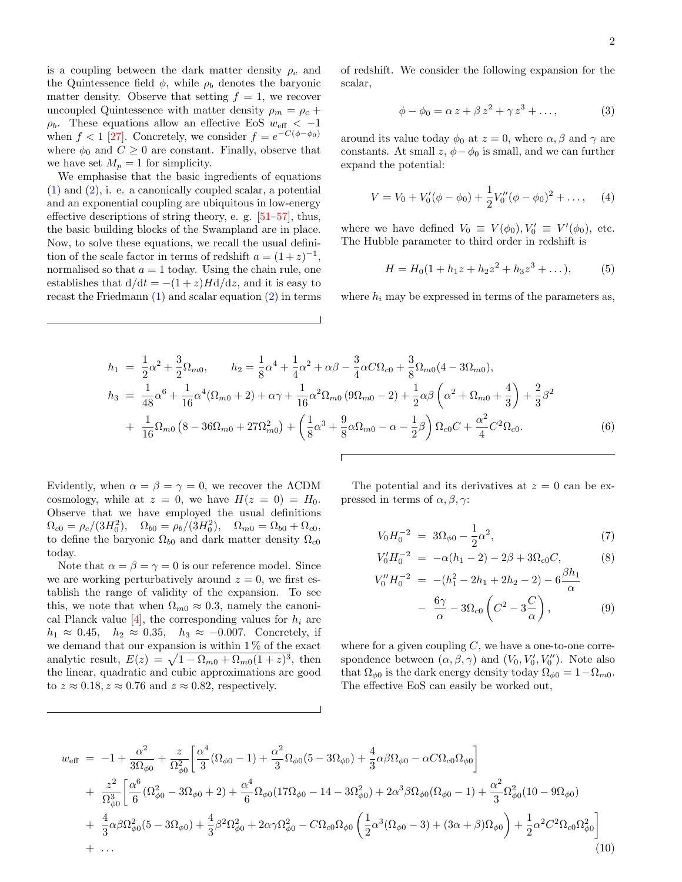is a coupling between the dark matter density $\rho_c$ and the Quintessence field $\phi$, while $\rho_b$ denotes the baryonic matter density. Observe that setting $f=1$, we recover uncoupled Quintessence with matter density $\rho_m = \rho_c + \rho_b$. These equations allow an effective EoS $w_{\rm eff} < -1$ when $f<1$ [27]. Concretely, we consider $f = e^{-C(\phi-\phi_0)}$ where $\phi_0$ and $C \geq 0$ are constant. Finally, observe that we have set $M_p = 1$ for simplicity.

We emphasise that the basic ingredients of equations (1) and (2), i. e. a canonically coupled scalar, a potential and an exponential coupling are ubiquitous in low-energy effective descriptions of string theory, e. g. [51–57], thus, the basic building blocks of the Swampland are in place. Now, to solve these equations, we recall the usual definition of the scale factor in terms of redshift $a = (1+z)^{-1}$, normalised so that $a=1$ today. Using the chain rule, one establishes that $\mathrm{d}/\mathrm{d}t = -(1+z) H \mathrm{d}/\mathrm{d}z$, and it is easy to recast the Friedmann (1) and scalar equation (2) in terms of redshift. We consider the following expansion for the scalar,

$$\phi - \phi_0 = \alpha\, z + \beta\, z^2 + \gamma\, z^3 + \dots, \tag{3}$$

around its value today $\phi_0$ at $z=0$, where $\alpha, \beta$ and $\gamma$ are constants. At small $z$, $\phi - \phi_0$ is small, and we can further expand the potential:

$$V = V_0 + V_0'(\phi-\phi_0) + \frac{1}{2} V_0''(\phi-\phi_0)^2 + \dots, \tag{4}$$

where we have defined $V_0 \equiv V(\phi_0), V_0' \equiv V'(\phi_0)$, etc. The Hubble parameter to third order in redshift is

$$H = H_0 (1 + h_1 z + h_2 z^2 + h_3 z^3 + \dots), \tag{5}$$

where $h_i$ may be expressed in terms of the parameters as,

$$\begin{aligned}
h_1 &= \frac{1}{2}\alpha^2 + \frac{3}{2}\Omega_{m0}, \qquad h_2 = \frac{1}{8}\alpha^4 + \frac{1}{4}\alpha^2 + \alpha\beta - \frac{3}{4}\alpha C \Omega_{c0} + \frac{3}{8}\Omega_{m0}(4 - 3\Omega_{m0}), \\
h_3 &= \frac{1}{48}\alpha^6 + \frac{1}{16}\alpha^4(\Omega_{m0}+2) + \alpha\gamma + \frac{1}{16}\alpha^2\Omega_{m0}\left(9\Omega_{m0} - 2\right) + \frac{1}{2}\alpha\beta\left(\alpha^2 + \Omega_{m0} + \frac{4}{3}\right) + \frac{2}{3}\beta^2 \\
&+ \frac{1}{16}\Omega_{m0}\left(8 - 36\Omega_{m0} + 27\Omega_{m0}^2\right) + \left(\frac{1}{8}\alpha^3 + \frac{9}{8}\alpha\Omega_{m0} - \alpha - \frac{1}{2}\beta\right)\Omega_{c0}C + \frac{\alpha^2}{4}C^2\Omega_{c0}.
\end{aligned} \tag{6}$$

Evidently, when $\alpha = \beta = \gamma = 0$, we recover the $\Lambda$CDM cosmology, while at $z=0$, we have $H(z=0) = H_0$. Observe that we have employed the usual definitions $\Omega_{c0} = \rho_c/(3H_0^2), \quad \Omega_{b0} = \rho_b/(3H_0^2), \quad \Omega_{m0} = \Omega_{b0} + \Omega_{c0}$, to define the baryonic $\Omega_{b0}$ and dark matter density $\Omega_{c0}$ today.

Note that $\alpha=\beta=\gamma=0$ is our reference model. Since we are working perturbatively around $z=0$, we first establish the range of validity of the expansion. To see this, we note that when $\Omega_{m0} \approx 0.3$, namely the canonical Planck value [4], the corresponding values for $h_i$ are $h_1 \approx 0.45, \quad h_2 \approx 0.35, \quad h_3 \approx -0.007$. Concretely, if we demand that our expansion is within 1 % of the exact analytic result, $E(z) = \sqrt{1 - \Omega_{m0} + \Omega_{m0}(1+z)^3}$, then the linear, quadratic and cubic approximations are good to $z \approx 0.18, z \approx 0.76$ and $z \approx 0.82$, respectively.

The potential and its derivatives at $z=0$ can be expressed in terms of $\alpha, \beta, \gamma$:

$$\begin{aligned}
V_0 H_0^{-2} &= 3\Omega_{\phi 0} - \frac{1}{2}\alpha^2, && (7)\\
V_0' H_0^{-2} &= -\alpha(h_1 - 2) - 2\beta + 3\Omega_{c0} C, && (8)\\
V_0'' H_0^{-2} &= -(h_1^2 - 2h_1 + 2h_2 - 2) - 6\frac{\beta h_1}{\alpha} \\
&- \frac{6\gamma}{\alpha} - 3\Omega_{c0}\left(C^2 - 3\frac{C}{\alpha}\right), && (9)
\end{aligned}$$

where for a given coupling $C$, we have a one-to-one correspondence between $(\alpha, \beta, \gamma)$ and $(V_0, V_0', V_0'')$. Note also that $\Omega_{\phi 0}$ is the dark energy density today $\Omega_{\phi 0} = 1 - \Omega_{m0}$. The effective EoS can easily be worked out,

$$\begin{aligned}
w_{\rm eff} &= -1 + \frac{\alpha^2}{3\Omega_{\phi 0}} + \frac{z}{\Omega_{\phi 0}^2}\left[\frac{\alpha^4}{3}(\Omega_{\phi 0} - 1) + \frac{\alpha^2}{3}\Omega_{\phi 0}(5 - 3\Omega_{\phi 0}) + \frac{4}{3}\alpha\beta\Omega_{\phi 0} - \alpha C \Omega_{c0}\Omega_{\phi 0}\right] \\
&+ \frac{z^2}{\Omega_{\phi 0}^3}\left[\frac{\alpha^6}{6}(\Omega_{\phi 0}^2 - 3\Omega_{\phi 0} + 2) + \frac{\alpha^4}{6}\Omega_{\phi 0}(17\Omega_{\phi 0} - 14 - 3\Omega_{\phi 0}^2) + 2\alpha^3\beta\Omega_{\phi 0}(\Omega_{\phi 0} - 1) + \frac{\alpha^2}{3}\Omega_{\phi 0}^2(10 - 9\Omega_{\phi 0})\right. \\
&+ \left.\frac{4}{3}\alpha\beta\Omega_{\phi 0}^2(5 - 3\Omega_{\phi 0}) + \frac{4}{3}\beta^2\Omega_{\phi 0}^2 + 2\alpha\gamma\Omega_{\phi 0}^2 - C\Omega_{c0}\Omega_{\phi 0}\left(\frac{1}{2}\alpha^3(\Omega_{\phi 0} - 3) + (3\alpha + \beta)\Omega_{\phi 0}\right) + \frac{1}{2}\alpha^2 C^2 \Omega_{c0}\Omega_{\phi 0}^2\right] \\
&+ \dots
\end{aligned} \tag{10}$$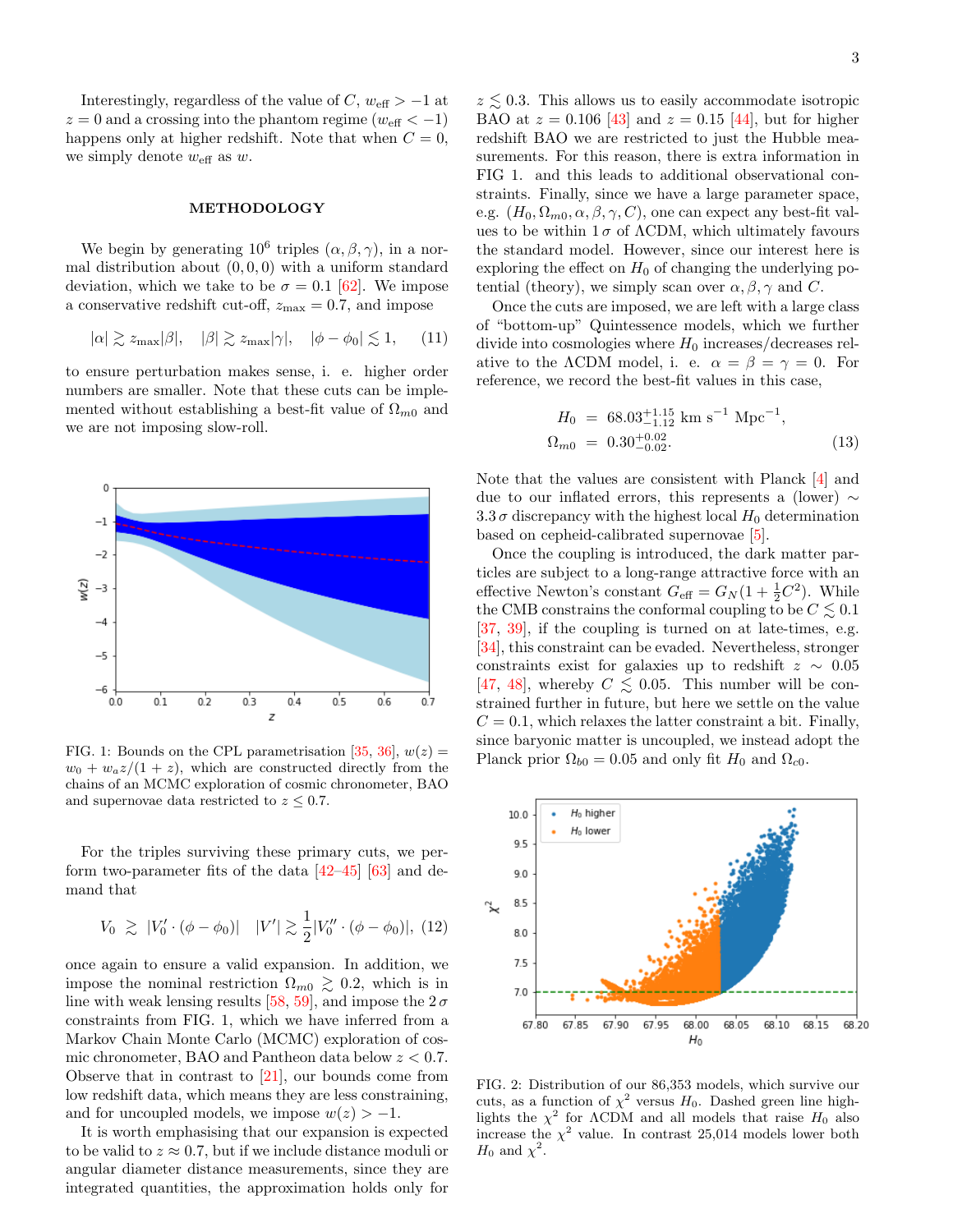Interestingly, regardless of the value of $C$, $w_{\rm eff} > -1$ at $z = 0$ and a crossing into the phantom regime ($w_{\rm eff} < -1$) happens only at higher redshift. Note that when $C = 0$, we simply denote $w_{\rm eff}$ as $w$.

## METHODOLOGY

We begin by generating $10^6$ triples $(\alpha, \beta, \gamma)$, in a normal distribution about $(0,0,0)$ with a uniform standard deviation, which we take to be $\sigma = 0.1$ [62]. We impose a conservative redshift cut-off, $z_{\rm max} = 0.7$, and impose

$$|\alpha| \gtrsim z_{\rm max}|\beta|, \quad |\beta| \gtrsim z_{\rm max}|\gamma|, \quad |\phi - \phi_0| \lesssim 1, \qquad (11)$$

to ensure perturbation makes sense, i. e. higher order numbers are smaller. Note that these cuts can be implemented without establishing a best-fit value of $\Omega_{m0}$ and we are not imposing slow-roll.

FIG. 1: Bounds on the CPL parametrisation [35, 36], $w(z) = w_0 + w_a z/(1+z)$, which are constructed directly from the chains of an MCMC exploration of cosmic chronometer, BAO and supernovae data restricted to $z \lesssim 0.7$.

For the triples surviving these primary cuts, we perform two-parameter fits of the data [42–45] [63] and demand that

$$V_0 \gtrsim |V_0' \cdot (\phi - \phi_0)| \quad |V'| \gtrsim \frac{1}{2}|V_0'' \cdot (\phi - \phi_0)|, \quad (12)$$

once again to ensure a valid expansion. In addition, we impose the nominal restriction $\Omega_{m0} \gtrsim 0.2$, which is in line with weak lensing results [58, 59], and impose the $2\,\sigma$ constraints from FIG. 1, which we have inferred from a Markov Chain Monte Carlo (MCMC) exploration of cosmic chronometer, BAO and Pantheon data below $z < 0.7$. Observe that in contrast to [21], our bounds come from low redshift data, which means they are less constraining, and for uncoupled models, we impose $w(z) > -1$.

It is worth emphasising that our expansion is expected to be valid to $z \approx 0.7$, but if we include distance moduli or angular diameter distance measurements, since they are integrated quantities, the approximation holds only for $z \lesssim 0.3$. This allows us to easily accommodate isotropic BAO at $z = 0.106$ [43] and $z = 0.15$ [44], but for higher redshift BAO we are restricted to just the Hubble measurements. For this reason, there is extra information in FIG 1. and this leads to additional observational constraints. Finally, since we have a large parameter space, e.g. $(H_0, \Omega_{m0}, \alpha, \beta, \gamma, C)$, one can expect any best-fit values to be within $1\,\sigma$ of $\Lambda$CDM, which ultimately favours the standard model. However, since our interest here is exploring the effect on $H_0$ of changing the underlying potential (theory), we simply scan over $\alpha, \beta, \gamma$ and $C$.

Once the cuts are imposed, we are left with a large class of "bottom-up" Quintessence models, which we further divide into cosmologies where $H_0$ increases/decreases relative to the $\Lambda$CDM model, i. e. $\alpha = \beta = \gamma = 0$. For reference, we record the best-fit values in this case,

$$\begin{aligned} H_0 &= 68.03^{+1.15}_{-1.12} \text{ km s}^{-1} \text{ Mpc}^{-1}, \\ \Omega_{m0} &= 0.30^{+0.02}_{-0.02}. \end{aligned} \qquad (13)$$

Note that the values are consistent with Planck [4] and due to our inflated errors, this represents a (lower) $\sim 3.3\,\sigma$ discrepancy with the highest local $H_0$ determination based on cepheid-calibrated supernovae [5].

Once the coupling is introduced, the dark matter particles are subject to a long-range attractive force with an effective Newton's constant $G_{\rm eff} = G_N(1 + \frac{1}{2}C^2)$. While the CMB constrains the conformal coupling to be $C \lesssim 0.1$ [37, 39], if the coupling is turned on at late-times, e.g. [34], this constraint can be evaded. Nevertheless, stronger constraints exist for galaxies up to redshift $z \sim 0.05$ [47, 48], whereby $C \lesssim 0.05$. This number will be constrained further in future, but here we settle on the value $C = 0.1$, which relaxes the latter constraint a bit. Finally, since baryonic matter is uncoupled, we instead adopt the Planck prior $\Omega_{b0} = 0.05$ and only fit $H_0$ and $\Omega_{c0}$.

FIG. 2: Distribution of our 86,353 models, which survive our cuts, as a function of $\chi^2$ versus $H_0$. Dashed green line highlights the $\chi^2$ for $\Lambda$CDM and all models that raise $H_0$ also increase the $\chi^2$ value. In contrast 25,014 models lower both $H_0$ and $\chi^2$.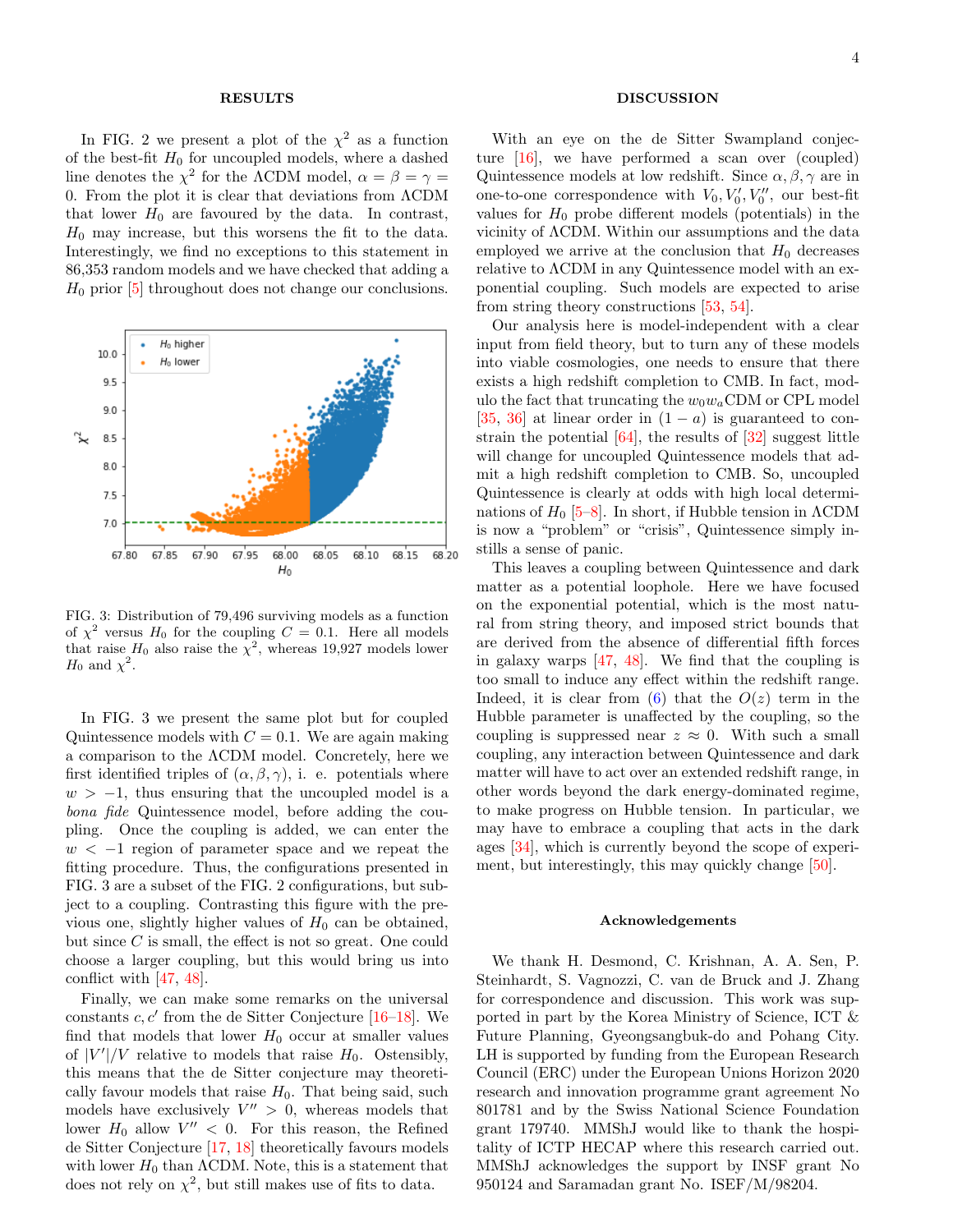## RESULTS

In FIG. 2 we present a plot of the $\chi^2$ as a function of the best-fit $H_0$ for uncoupled models, where a dashed line denotes the $\chi^2$ for the ΛCDM model, $\alpha = \beta = \gamma = 0$. From the plot it is clear that deviations from ΛCDM that lower $H_0$ are favoured by the data. In contrast, $H_0$ may increase, but this worsens the fit to the data. Interestingly, we find no exceptions to this statement in 86,353 random models and we have checked that adding a $H_0$ prior [5] throughout does not change our conclusions.

FIG. 3: Distribution of 79,496 surviving models as a function of $\chi^2$ versus $H_0$ for the coupling $C = 0.1$. Here all models that raise $H_0$ also raise the $\chi^2$, whereas 19,927 models lower $H_0$ and $\chi^2$.

In FIG. 3 we present the same plot but for coupled Quintessence models with $C = 0.1$. We are again making a comparison to the ΛCDM model. Concretely, here we first identified triples of $(\alpha, \beta, \gamma)$, i. e. potentials where $w > -1$, thus ensuring that the uncoupled model is a *bona fide* Quintessence model, before adding the coupling. Once the coupling is added, we can enter the $w < -1$ region of parameter space and we repeat the fitting procedure. Thus, the configurations presented in FIG. 3 are a subset of the FIG. 2 configurations, but subject to a coupling. Contrasting this figure with the previous one, slightly higher values of $H_0$ can be obtained, but since $C$ is small, the effect is not so great. One could choose a larger coupling, but this would bring us into conflict with [47, 48].

Finally, we can make some remarks on the universal constants $c, c'$ from the de Sitter Conjecture [16–18]. We find that models that lower $H_0$ occur at smaller values of $|V'|/V$ relative to models that raise $H_0$. Ostensibly, this means that the de Sitter conjecture may theoretically favour models that raise $H_0$. That being said, such models have exclusively $V'' > 0$, whereas models that lower $H_0$ allow $V'' < 0$. For this reason, the Refined de Sitter Conjecture [17, 18] theoretically favours models with lower $H_0$ than ΛCDM. Note, this is a statement that does not rely on $\chi^2$, but still makes use of fits to data.

## DISCUSSION

With an eye on the de Sitter Swampland conjecture [16], we have performed a scan over (coupled) Quintessence models at low redshift. Since $\alpha, \beta, \gamma$ are in one-to-one correspondence with $V_0, V_0', V_0''$, our best-fit values for $H_0$ probe different models (potentials) in the vicinity of ΛCDM. Within our assumptions and the data employed we arrive at the conclusion that $H_0$ decreases relative to ΛCDM in any Quintessence model with an exponential coupling. Such models are expected to arise from string theory constructions [53, 54].

Our analysis here is model-independent with a clear input from field theory, but to turn any of these models into viable cosmologies, one needs to ensure that there exists a high redshift completion to CMB. In fact, modulo the fact that truncating the $w_0 w_a$CDM or CPL model [35, 36] at linear order in $(1 - a)$ is guaranteed to constrain the potential [64], the results of [32] suggest little will change for uncoupled Quintessence models that admit a high redshift completion to CMB. So, uncoupled Quintessence is clearly at odds with high local determinations of $H_0$ [5–8]. In short, if Hubble tension in ΛCDM is now a "problem" or "crisis", Quintessence simply instills a sense of panic.

This leaves a coupling between Quintessence and dark matter as a potential loophole. Here we have focused on the exponential potential, which is the most natural from string theory, and imposed strict bounds that are derived from the absence of differential fifth forces in galaxy warps [47, 48]. We find that the coupling is too small to induce any effect within the redshift range. Indeed, it is clear from (6) that the $O(z)$ term in the Hubble parameter is unaffected by the coupling, so the coupling is suppressed near $z \approx 0$. With such a small coupling, any interaction between Quintessence and dark matter will have to act over an extended redshift range, in other words beyond the dark energy-dominated regime, to make progress on Hubble tension. In particular, we may have to embrace a coupling that acts in the dark ages [34], which is currently beyond the scope of experiment, but interestingly, this may quickly change [50].

### Acknowledgements

We thank H. Desmond, C. Krishnan, A. A. Sen, P. Steinhardt, S. Vagnozzi, C. van de Bruck and J. Zhang for correspondence and discussion. This work was supported in part by the Korea Ministry of Science, ICT & Future Planning, Gyeongsangbuk-do and Pohang City. LH is supported by funding from the European Research Council (ERC) under the European Unions Horizon 2020 research and innovation programme grant agreement No 801781 and by the Swiss National Science Foundation grant 179740. MMShJ would like to thank the hospitality of ICTP HECAP where this research carried out. MMShJ acknowledges the support by INSF grant No 950124 and Saramadan grant No. ISEF/M/98204.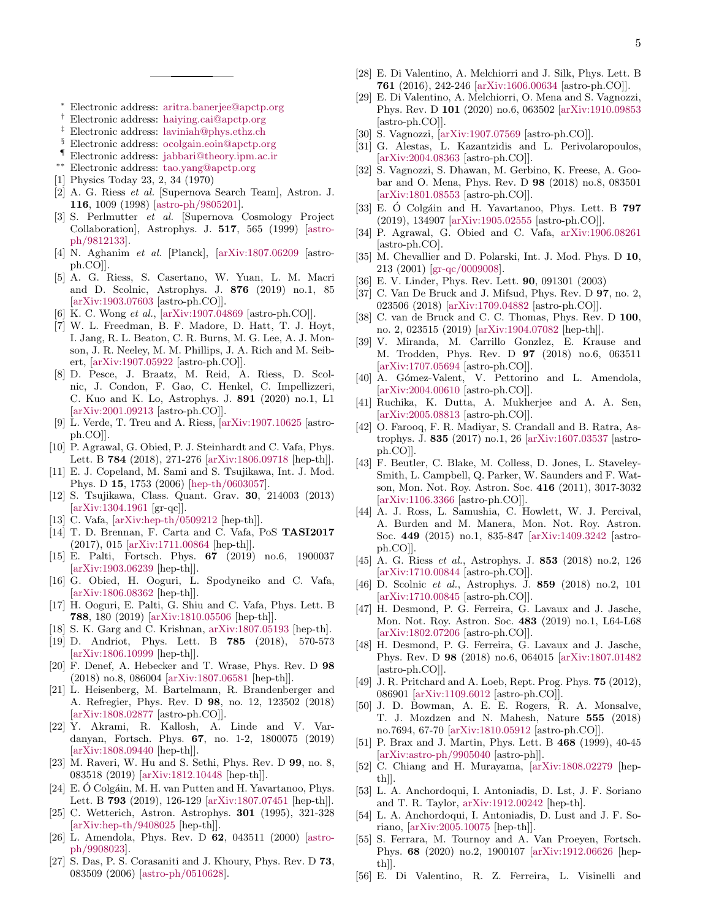---

* Electronic address: aritra.banerjee@apctp.org

† Electronic address: haiying.cai@apctp.org

‡ Electronic address: laviniah@phys.ethz.ch

§ Electronic address: ocolgain.eoin@apctp.org

¶ Electronic address: jabbari@theory.ipm.ac.ir

** Electronic address: tao.yang@apctp.org

[1] Physics Today 23, 2, 34 (1970)

[2] A. G. Riess *et al.* [Supernova Search Team], Astron. J. **116**, 1009 (1998) [astro-ph/9805201].

[3] S. Perlmutter *et al.* [Supernova Cosmology Project Collaboration], Astrophys. J. **517**, 565 (1999) [astro-ph/9812133].

[4] N. Aghanim *et al.* [Planck], [arXiv:1807.06209 [astro-ph.CO]].

[5] A. G. Riess, S. Casertano, W. Yuan, L. M. Macri and D. Scolnic, Astrophys. J. **876** (2019) no.1, 85 [arXiv:1903.07603 [astro-ph.CO]].

[6] K. C. Wong *et al.*, [arXiv:1907.04869 [astro-ph.CO]].

[7] W. L. Freedman, B. F. Madore, D. Hatt, T. J. Hoyt, I. Jang, R. L. Beaton, C. R. Burns, M. G. Lee, A. J. Monson, J. R. Neeley, M. M. Phillips, J. A. Rich and M. Seibert, [arXiv:1907.05922 [astro-ph.CO]].

[8] D. Pesce, J. Braatz, M. Reid, A. Riess, D. Scolnic, J. Condon, F. Gao, C. Henkel, C. Impellizzeri, C. Kuo and K. Lo, Astrophys. J. **891** (2020) no.1, L1 [arXiv:2001.09213 [astro-ph.CO]].

[9] L. Verde, T. Treu and A. Riess, [arXiv:1907.10625 [astro-ph.CO]].

[10] P. Agrawal, G. Obied, P. J. Steinhardt and C. Vafa, Phys. Lett. B **784** (2018), 271-276 [arXiv:1806.09718 [hep-th]].

[11] E. J. Copeland, M. Sami and S. Tsujikawa, Int. J. Mod. Phys. D **15**, 1753 (2006) [hep-th/0603057].

[12] S. Tsujikawa, Class. Quant. Grav. **30**, 214003 (2013) [arXiv:1304.1961 [gr-qc]].

[13] C. Vafa, [arXiv:hep-th/0509212 [hep-th]].

[14] T. D. Brennan, F. Carta and C. Vafa, PoS **TASI2017** (2017), 015 [arXiv:1711.00864 [hep-th]].

[15] E. Palti, Fortsch. Phys. **67** (2019) no.6, 1900037 [arXiv:1903.06239 [hep-th]].

[16] G. Obied, H. Ooguri, L. Spodyneiko and C. Vafa, [arXiv:1806.08362 [hep-th]].

[17] H. Ooguri, E. Palti, G. Shiu and C. Vafa, Phys. Lett. B **788**, 180 (2019) [arXiv:1810.05506 [hep-th]].

[18] S. K. Garg and C. Krishnan, arXiv:1807.05193 [hep-th].

[19] D. Andriot, Phys. Lett. B **785** (2018), 570-573 [arXiv:1806.10999 [hep-th]].

[20] F. Denef, A. Hebecker and T. Wrase, Phys. Rev. D **98** (2018) no.8, 086004 [arXiv:1807.06581 [hep-th]].

[21] L. Heisenberg, M. Bartelmann, R. Brandenberger and A. Refregier, Phys. Rev. D **98**, no. 12, 123502 (2018) [arXiv:1808.02877 [astro-ph.CO]].

[22] Y. Akrami, R. Kallosh, A. Linde and V. Vardanyan, Fortsch. Phys. **67**, no. 1-2, 1800075 (2019) [arXiv:1808.09440 [hep-th]].

[23] M. Raveri, W. Hu and S. Sethi, Phys. Rev. D **99**, no. 8, 083518 (2019) [arXiv:1812.10448 [hep-th]].

[24] E. Ó Colgáin, M. H. van Putten and H. Yavartanoo, Phys. Lett. B **793** (2019), 126-129 [arXiv:1807.07451 [hep-th]].

[25] C. Wetterich, Astron. Astrophys. **301** (1995), 321-328 [arXiv:hep-th/9408025 [hep-th]].

[26] L. Amendola, Phys. Rev. D **62**, 043511 (2000) [astro-ph/9908023].

[27] S. Das, P. S. Corasaniti and J. Khoury, Phys. Rev. D **73**, 083509 (2006) [astro-ph/0510628].

[28] E. Di Valentino, A. Melchiorri and J. Silk, Phys. Lett. B **761** (2016), 242-246 [arXiv:1606.00634 [astro-ph.CO]].

[29] E. Di Valentino, A. Melchiorri, O. Mena and S. Vagnozzi, Phys. Rev. D **101** (2020) no.6, 063502 [arXiv:1910.09853 [astro-ph.CO]].

[30] S. Vagnozzi, [arXiv:1907.07569 [astro-ph.CO]].

[31] G. Alestas, L. Kazantzidis and L. Perivolaropoulos, [arXiv:2004.08363 [astro-ph.CO]].

[32] S. Vagnozzi, S. Dhawan, M. Gerbino, K. Freese, A. Goobar and O. Mena, Phys. Rev. D **98** (2018) no.8, 083501 [arXiv:1801.08553 [astro-ph.CO]].

[33] E. Ó Colgáin and H. Yavartanoo, Phys. Lett. B **797** (2019), 134907 [arXiv:1905.02555 [astro-ph.CO]].

[34] P. Agrawal, G. Obied and C. Vafa, arXiv:1906.08261 [astro-ph.CO].

[35] M. Chevallier and D. Polarski, Int. J. Mod. Phys. D **10**, 213 (2001) [gr-qc/0009008].

[36] E. V. Linder, Phys. Rev. Lett. **90**, 091301 (2003)

[37] C. Van De Bruck and J. Mifsud, Phys. Rev. D **97**, no. 2, 023506 (2018) [arXiv:1709.04882 [astro-ph.CO]].

[38] C. van de Bruck and C. C. Thomas, Phys. Rev. D **100**, no. 2, 023515 (2019) [arXiv:1904.07082 [hep-th]].

[39] V. Miranda, M. Carrillo Gonzlez, E. Krause and M. Trodden, Phys. Rev. D **97** (2018) no.6, 063511 [arXiv:1707.05694 [astro-ph.CO]].

[40] A. Gómez-Valent, V. Pettorino and L. Amendola, [arXiv:2004.00610 [astro-ph.CO]].

[41] Ruchika, K. Dutta, A. Mukherjee and A. A. Sen, [arXiv:2005.08813 [astro-ph.CO]].

[42] O. Farooq, F. R. Madiyar, S. Crandall and B. Ratra, Astrophys. J. **835** (2017) no.1, 26 [arXiv:1607.03537 [astro-ph.CO]].

[43] F. Beutler, C. Blake, M. Colless, D. Jones, L. Staveley-Smith, L. Campbell, Q. Parker, W. Saunders and F. Watson, Mon. Not. Roy. Astron. Soc. **416** (2011), 3017-3032 [arXiv:1106.3366 [astro-ph.CO]].

[44] A. J. Ross, L. Samushia, C. Howlett, W. J. Percival, A. Burden and M. Manera, Mon. Not. Roy. Astron. Soc. **449** (2015) no.1, 835-847 [arXiv:1409.3242 [astro-ph.CO]].

[45] A. G. Riess *et al.*, Astrophys. J. **853** (2018) no.2, 126 [arXiv:1710.00844 [astro-ph.CO]].

[46] D. Scolnic *et al.*, Astrophys. J. **859** (2018) no.2, 101 [arXiv:1710.00845 [astro-ph.CO]].

[47] H. Desmond, P. G. Ferreira, G. Lavaux and J. Jasche, Mon. Not. Roy. Astron. Soc. **483** (2019) no.1, L64-L68 [arXiv:1802.07206 [astro-ph.CO]].

[48] H. Desmond, P. G. Ferreira, G. Lavaux and J. Jasche, Phys. Rev. D **98** (2018) no.6, 064015 [arXiv:1807.01482 [astro-ph.CO]].

[49] J. R. Pritchard and A. Loeb, Rept. Prog. Phys. **75** (2012), 086901 [arXiv:1109.6012 [astro-ph.CO]].

[50] J. D. Bowman, A. E. E. Rogers, R. A. Monsalve, T. J. Mozdzen and N. Mahesh, Nature **555** (2018) no.7694, 67-70 [arXiv:1810.05912 [astro-ph.CO]].

[51] P. Brax and J. Martin, Phys. Lett. B **468** (1999), 40-45 [arXiv:astro-ph/9905040 [astro-ph]].

[52] C. Chiang and H. Murayama, [arXiv:1808.02279 [hep-th]].

[53] L. A. Anchordoqui, I. Antoniadis, D. Lst, J. F. Soriano and T. R. Taylor, arXiv:1912.00242 [hep-th].

[54] L. A. Anchordoqui, I. Antoniadis, D. Lust and J. F. Soriano, [arXiv:2005.10075 [hep-th]].

[55] S. Ferrara, M. Tournoy and A. Van Proeyen, Fortsch. Phys. **68** (2020) no.2, 1900107 [arXiv:1912.06626 [hep-th]].

[56] E. Di Valentino, R. Z. Ferreira, L. Visinelli and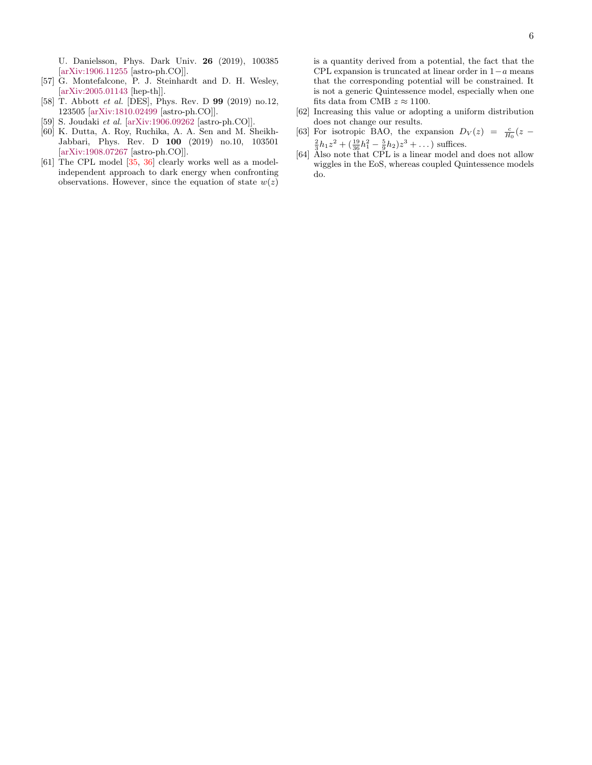U. Danielsson, Phys. Dark Univ. **26** (2019), 100385 [arXiv:1906.11255 [astro-ph.CO]].

[57] G. Montefalcone, P. J. Steinhardt and D. H. Wesley, [arXiv:2005.01143 [hep-th]].

[58] T. Abbott *et al.* [DES], Phys. Rev. D **99** (2019) no.12, 123505 [arXiv:1810.02499 [astro-ph.CO]].

[59] S. Joudaki *et al.* [arXiv:1906.09262 [astro-ph.CO]].

[60] K. Dutta, A. Roy, Ruchika, A. A. Sen and M. Sheikh-Jabbari, Phys. Rev. D **100** (2019) no.10, 103501 [arXiv:1908.07267 [astro-ph.CO]].

[61] The CPL model [35, 36] clearly works well as a model-independent approach to dark energy when confronting observations. However, since the equation of state $w(z)$ is a quantity derived from a potential, the fact that the CPL expansion is truncated at linear order in $1-a$ means that the corresponding potential will be constrained. It is not a generic Quintessence model, especially when one fits data from CMB $z \approx 1100$.

[62] Increasing this value or adopting a uniform distribution does not change our results.

[63] For isotropic BAO, the expansion $D_V(z) = \frac{c}{H_0}(z - \frac{2}{3}h_1 z^2 + (\frac{19}{36}h_1^2 - \frac{5}{9}h_2)z^3 + \dots)$ suffices.

[64] Also note that CPL is a linear model and does not allow wiggles in the EoS, whereas coupled Quintessence models do.